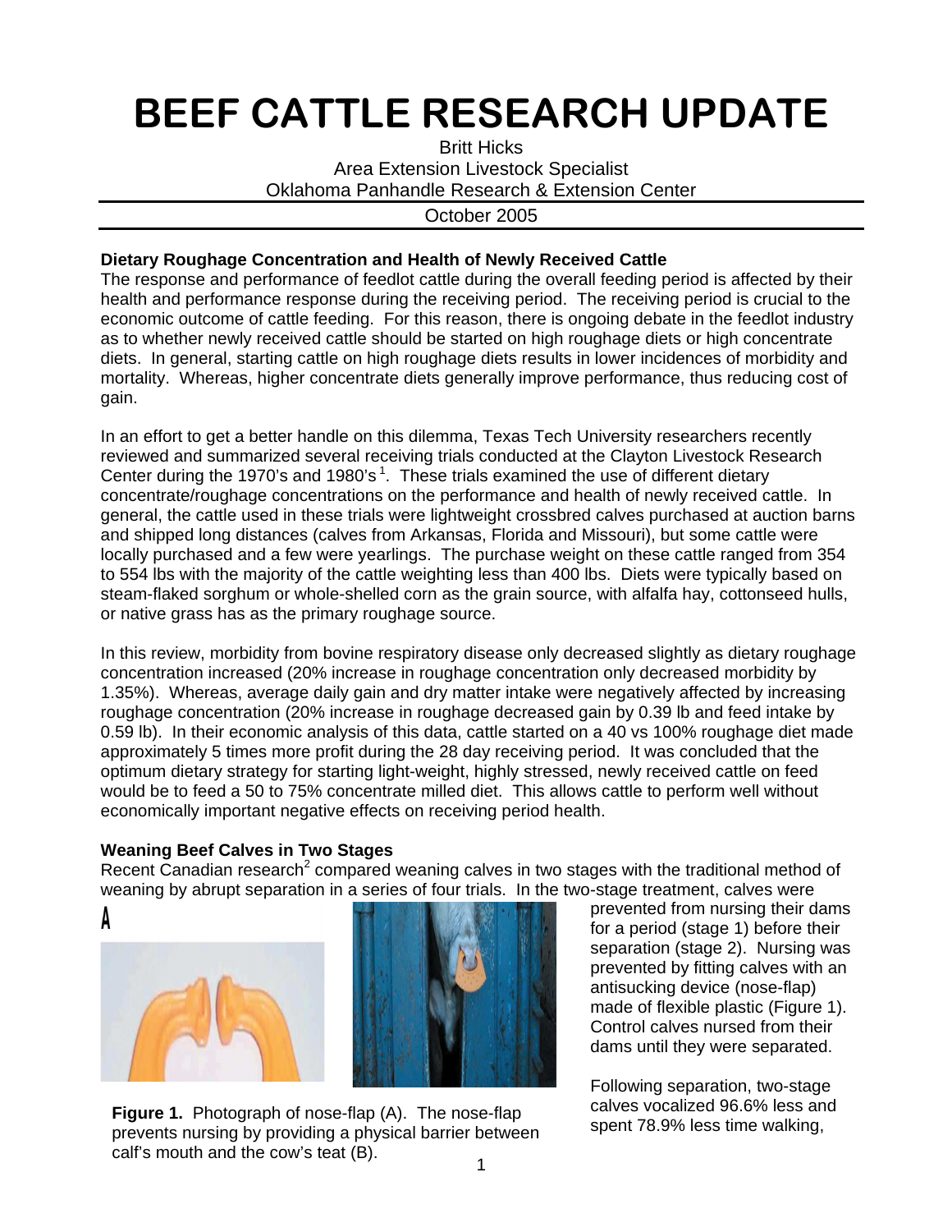# BEEF CATTLE RESEARCH UPDATE

Britt Hicks
Area Extension Livestock Specialist
Oklahoma Panhandle Research & Extension Center

October 2005

**Dietary Roughage Concentration and Health of Newly Received Cattle**

The response and performance of feedlot cattle during the overall feeding period is affected by their health and performance response during the receiving period. The receiving period is crucial to the economic outcome of cattle feeding. For this reason, there is ongoing debate in the feedlot industry as to whether newly received cattle should be started on high roughage diets or high concentrate diets. In general, starting cattle on high roughage diets results in lower incidences of morbidity and mortality. Whereas, higher concentrate diets generally improve performance, thus reducing cost of gain.

In an effort to get a better handle on this dilemma, Texas Tech University researchers recently reviewed and summarized several receiving trials conducted at the Clayton Livestock Research Center during the 1970's and 1980's[1]. These trials examined the use of different dietary concentrate/roughage concentrations on the performance and health of newly received cattle. In general, the cattle used in these trials were lightweight crossbred calves purchased at auction barns and shipped long distances (calves from Arkansas, Florida and Missouri), but some cattle were locally purchased and a few were yearlings. The purchase weight on these cattle ranged from 354 to 554 lbs with the majority of the cattle weighting less than 400 lbs. Diets were typically based on steam-flaked sorghum or whole-shelled corn as the grain source, with alfalfa hay, cottonseed hulls, or native grass has as the primary roughage source.

In this review, morbidity from bovine respiratory disease only decreased slightly as dietary roughage concentration increased (20% increase in roughage concentration only decreased morbidity by 1.35%). Whereas, average daily gain and dry matter intake were negatively affected by increasing roughage concentration (20% increase in roughage decreased gain by 0.39 lb and feed intake by 0.59 lb). In their economic analysis of this data, cattle started on a 40 vs 100% roughage diet made approximately 5 times more profit during the 28 day receiving period. It was concluded that the optimum dietary strategy for starting light-weight, highly stressed, newly received cattle on feed would be to feed a 50 to 75% concentrate milled diet. This allows cattle to perform well without economically important negative effects on receiving period health.

**Weaning Beef Calves in Two Stages**

Recent Canadian research[2] compared weaning calves in two stages with the traditional method of weaning by abrupt separation in a series of four trials. In the two-stage treatment, calves were prevented from nursing their dams for a period (stage 1) before their separation (stage 2). Nursing was prevented by fitting calves with an antisucking device (nose-flap) made of flexible plastic (Figure 1). Control calves nursed from their dams until they were separated.

**Figure 1.** Photograph of nose-flap (A). The nose-flap prevents nursing by providing a physical barrier between calf's mouth and the cow's teat (B).

Following separation, two-stage calves vocalized 96.6% less and spent 78.9% less time walking,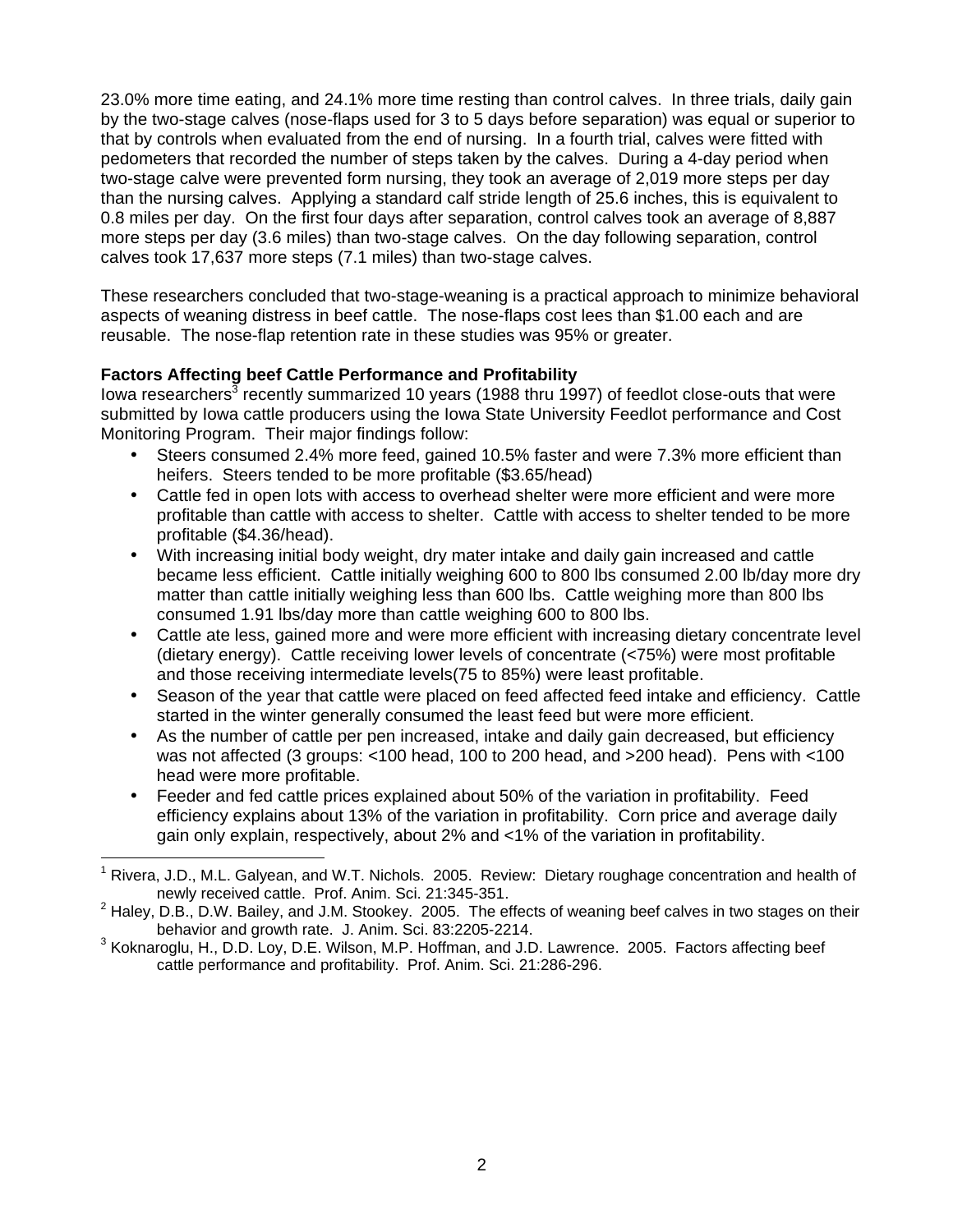23.0% more time eating, and 24.1% more time resting than control calves. In three trials, daily gain by the two-stage calves (nose-flaps used for 3 to 5 days before separation) was equal or superior to that by controls when evaluated from the end of nursing. In a fourth trial, calves were fitted with pedometers that recorded the number of steps taken by the calves. During a 4-day period when two-stage calve were prevented form nursing, they took an average of 2,019 more steps per day than the nursing calves. Applying a standard calf stride length of 25.6 inches, this is equivalent to 0.8 miles per day. On the first four days after separation, control calves took an average of 8,887 more steps per day (3.6 miles) than two-stage calves. On the day following separation, control calves took 17,637 more steps (7.1 miles) than two-stage calves.

These researchers concluded that two-stage-weaning is a practical approach to minimize behavioral aspects of weaning distress in beef cattle. The nose-flaps cost lees than $1.00 each and are reusable. The nose-flap retention rate in these studies was 95% or greater.

**Factors Affecting beef Cattle Performance and Profitability**

Iowa researchers[3] recently summarized 10 years (1988 thru 1997) of feedlot close-outs that were submitted by Iowa cattle producers using the Iowa State University Feedlot performance and Cost Monitoring Program. Their major findings follow:

- Steers consumed 2.4% more feed, gained 10.5% faster and were 7.3% more efficient than heifers. Steers tended to be more profitable ($3.65/head)
- Cattle fed in open lots with access to overhead shelter were more efficient and were more profitable than cattle with access to shelter. Cattle with access to shelter tended to be more profitable ($4.36/head).
- With increasing initial body weight, dry mater intake and daily gain increased and cattle became less efficient. Cattle initially weighing 600 to 800 lbs consumed 2.00 lb/day more dry matter than cattle initially weighing less than 600 lbs. Cattle weighing more than 800 lbs consumed 1.91 lbs/day more than cattle weighing 600 to 800 lbs.
- Cattle ate less, gained more and were more efficient with increasing dietary concentrate level (dietary energy). Cattle receiving lower levels of concentrate (<75%) were most profitable and those receiving intermediate levels(75 to 85%) were least profitable.
- Season of the year that cattle were placed on feed affected feed intake and efficiency. Cattle started in the winter generally consumed the least feed but were more efficient.
- As the number of cattle per pen increased, intake and daily gain decreased, but efficiency was not affected (3 groups: <100 head, 100 to 200 head, and >200 head). Pens with <100 head were more profitable.
- Feeder and fed cattle prices explained about 50% of the variation in profitability. Feed efficiency explains about 13% of the variation in profitability. Corn price and average daily gain only explain, respectively, about 2% and <1% of the variation in profitability.

---

[1] Rivera, J.D., M.L. Galyean, and W.T. Nichols. 2005. Review: Dietary roughage concentration and health of newly received cattle. Prof. Anim. Sci. 21:345-351.

[2] Haley, D.B., D.W. Bailey, and J.M. Stookey. 2005. The effects of weaning beef calves in two stages on their behavior and growth rate. J. Anim. Sci. 83:2205-2214.

[3] Koknaroglu, H., D.D. Loy, D.E. Wilson, M.P. Hoffman, and J.D. Lawrence. 2005. Factors affecting beef cattle performance and profitability. Prof. Anim. Sci. 21:286-296.